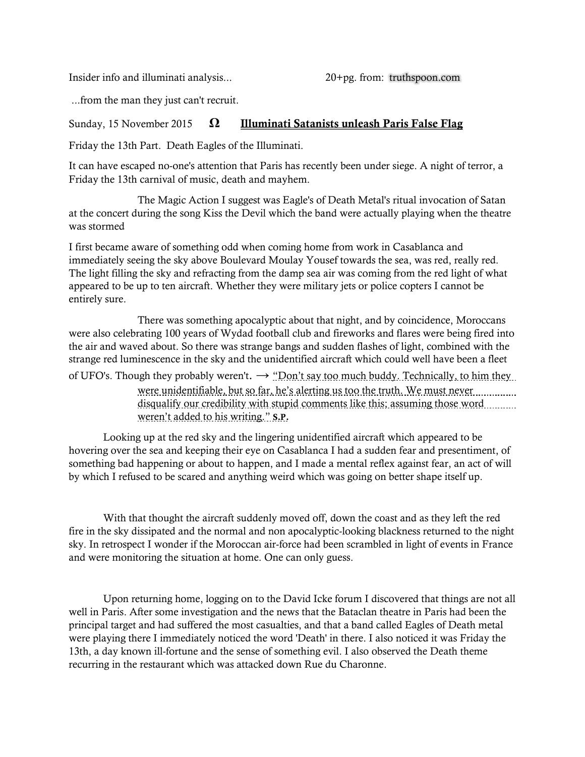Insider info and illuminati analysis... 20+pg. from: truthspoon.com

...from the man they just can't recruit.

Sunday, 15 November 2015 **Ω** **Illuminati Satanists unleash Paris False Flag**

Friday the 13th Part. Death Eagles of the Illuminati.

It can have escaped no-one's attention that Paris has recently been under siege. A night of terror, a Friday the 13th carnival of music, death and mayhem.

The Magic Action I suggest was Eagle's of Death Metal's ritual invocation of Satan at the concert during the song Kiss the Devil which the band were actually playing when the theatre was stormed

I first became aware of something odd when coming home from work in Casablanca and immediately seeing the sky above Boulevard Moulay Yousef towards the sea, was red, really red. The light filling the sky and refracting from the damp sea air was coming from the red light of what appeared to be up to ten aircraft. Whether they were military jets or police copters I cannot be entirely sure.

There was something apocalyptic about that night, and by coincidence, Moroccans were also celebrating 100 years of Wydad football club and fireworks and flares were being fired into the air and waved about. So there was strange bangs and sudden flashes of light, combined with the strange red luminescence in the sky and the unidentified aircraft which could well have been a fleet of UFO's. Though they probably weren't. → "Don't say too much buddy. Technically, to him they were unidentifiable, but so far, he's alerting us too the truth. We must never disqualify our credibility with stupid comments like this; assuming those word weren't added to his writing." **S.P.**

Looking up at the red sky and the lingering unidentified aircraft which appeared to be hovering over the sea and keeping their eye on Casablanca I had a sudden fear and presentiment, of something bad happening or about to happen, and I made a mental reflex against fear, an act of will by which I refused to be scared and anything weird which was going on better shape itself up.

With that thought the aircraft suddenly moved off, down the coast and as they left the red fire in the sky dissipated and the normal and non apocalyptic-looking blackness returned to the night sky. In retrospect I wonder if the Moroccan air-force had been scrambled in light of events in France and were monitoring the situation at home. One can only guess.

Upon returning home, logging on to the David Icke forum I discovered that things are not all well in Paris. After some investigation and the news that the Bataclan theatre in Paris had been the principal target and had suffered the most casualties, and that a band called Eagles of Death metal were playing there I immediately noticed the word 'Death' in there. I also noticed it was Friday the 13th, a day known ill-fortune and the sense of something evil. I also observed the Death theme recurring in the restaurant which was attacked down Rue du Charonne.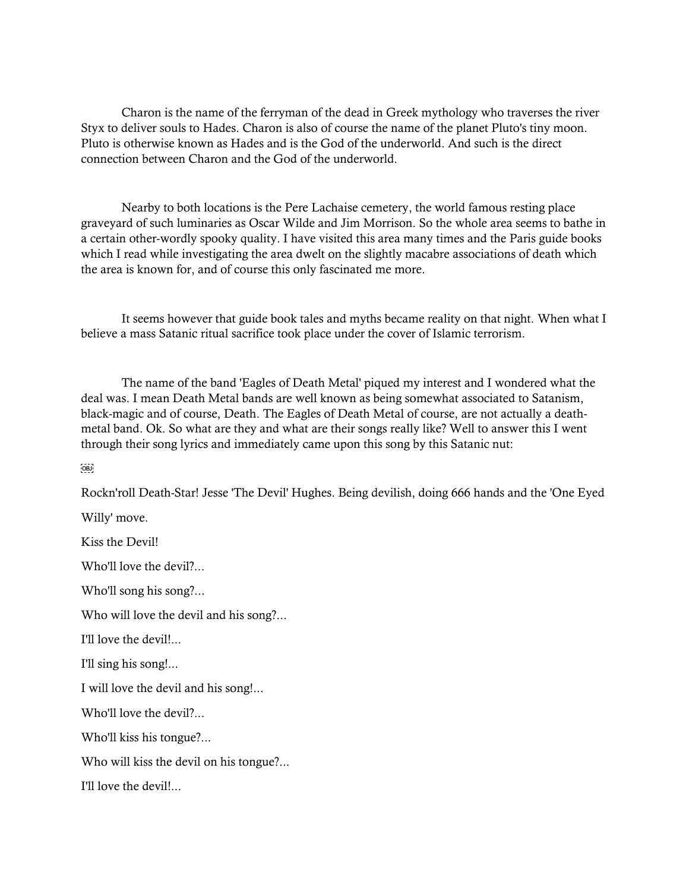Charon is the name of the ferryman of the dead in Greek mythology who traverses the river Styx to deliver souls to Hades. Charon is also of course the name of the planet Pluto's tiny moon. Pluto is otherwise known as Hades and is the God of the underworld. And such is the direct connection between Charon and the God of the underworld.

Nearby to both locations is the Pere Lachaise cemetery, the world famous resting place graveyard of such luminaries as Oscar Wilde and Jim Morrison. So the whole area seems to bathe in a certain other-wordly spooky quality. I have visited this area many times and the Paris guide books which I read while investigating the area dwelt on the slightly macabre associations of death which the area is known for, and of course this only fascinated me more.

It seems however that guide book tales and myths became reality on that night. When what I believe a mass Satanic ritual sacrifice took place under the cover of Islamic terrorism.

The name of the band 'Eagles of Death Metal' piqued my interest and I wondered what the deal was. I mean Death Metal bands are well known as being somewhat associated to Satanism, black-magic and of course, Death. The Eagles of Death Metal of course, are not actually a death-metal band. Ok. So what are they and what are their songs really like? Well to answer this I went through their song lyrics and immediately came upon this song by this Satanic nut:

Rockn'roll Death-Star! Jesse 'The Devil' Hughes. Being devilish, doing 666 hands and the 'One Eyed Willy' move.

Kiss the Devil!

Who'll love the devil?...

Who'll song his song?...

Who will love the devil and his song?...

I'll love the devil!...

I'll sing his song!...

I will love the devil and his song!...

Who'll love the devil?...

Who'll kiss his tongue?...

Who will kiss the devil on his tongue?...

I'll love the devil!...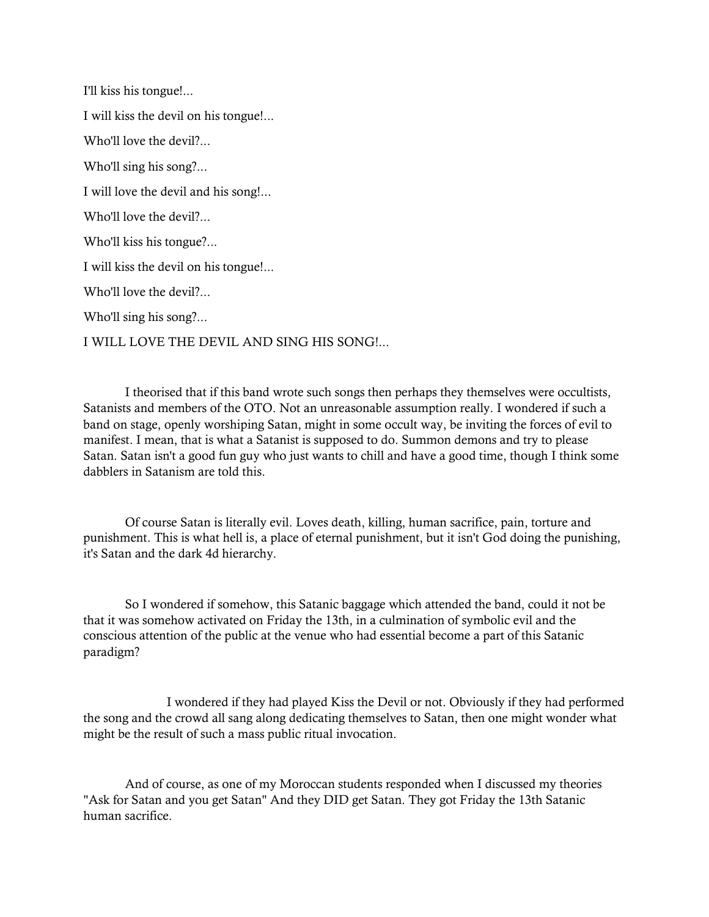I'll kiss his tongue!...

I will kiss the devil on his tongue!...

Who'll love the devil?...

Who'll sing his song?...

I will love the devil and his song!...

Who'll love the devil?...

Who'll kiss his tongue?...

I will kiss the devil on his tongue!...

Who'll love the devil?...

Who'll sing his song?...

I WILL LOVE THE DEVIL AND SING HIS SONG!...

I theorised that if this band wrote such songs then perhaps they themselves were occultists, Satanists and members of the OTO. Not an unreasonable assumption really. I wondered if such a band on stage, openly worshiping Satan, might in some occult way, be inviting the forces of evil to manifest. I mean, that is what a Satanist is supposed to do. Summon demons and try to please Satan. Satan isn't a good fun guy who just wants to chill and have a good time, though I think some dabblers in Satanism are told this.

Of course Satan is literally evil. Loves death, killing, human sacrifice, pain, torture and punishment. This is what hell is, a place of eternal punishment, but it isn't God doing the punishing, it's Satan and the dark 4d hierarchy.

So I wondered if somehow, this Satanic baggage which attended the band, could it not be that it was somehow activated on Friday the 13th, in a culmination of symbolic evil and the conscious attention of the public at the venue who had essential become a part of this Satanic paradigm?

I wondered if they had played Kiss the Devil or not. Obviously if they had performed the song and the crowd all sang along dedicating themselves to Satan, then one might wonder what might be the result of such a mass public ritual invocation.

And of course, as one of my Moroccan students responded when I discussed my theories "Ask for Satan and you get Satan" And they DID get Satan. They got Friday the 13th Satanic human sacrifice.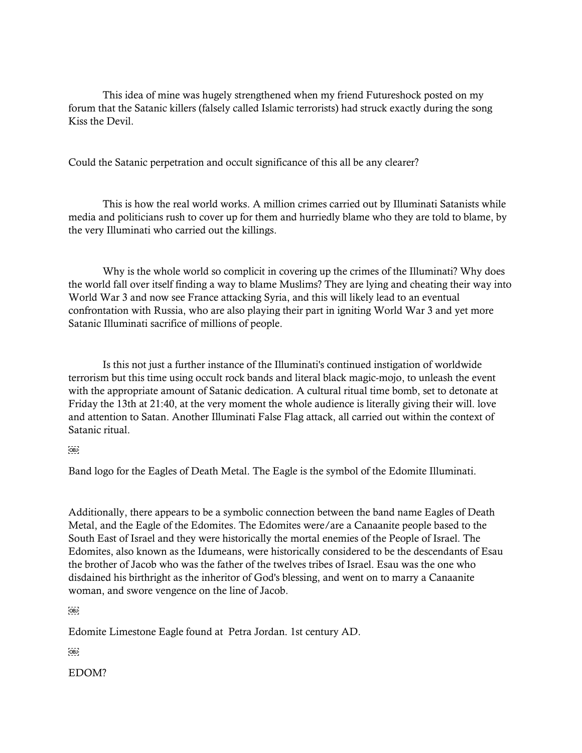This idea of mine was hugely strengthened when my friend Futureshock posted on my forum that the Satanic killers (falsely called Islamic terrorists) had struck exactly during the song Kiss the Devil.

Could the Satanic perpetration and occult significance of this all be any clearer?

This is how the real world works. A million crimes carried out by Illuminati Satanists while media and politicians rush to cover up for them and hurriedly blame who they are told to blame, by the very Illuminati who carried out the killings.

Why is the whole world so complicit in covering up the crimes of the Illuminati? Why does the world fall over itself finding a way to blame Muslims? They are lying and cheating their way into World War 3 and now see France attacking Syria, and this will likely lead to an eventual confrontation with Russia, who are also playing their part in igniting World War 3 and yet more Satanic Illuminati sacrifice of millions of people.

Is this not just a further instance of the Illuminati's continued instigation of worldwide terrorism but this time using occult rock bands and literal black magic-mojo, to unleash the event with the appropriate amount of Satanic dedication. A cultural ritual time bomb, set to detonate at Friday the 13th at 21:40, at the very moment the whole audience is literally giving their will. love and attention to Satan. Another Illuminati False Flag attack, all carried out within the context of Satanic ritual.

Band logo for the Eagles of Death Metal. The Eagle is the symbol of the Edomite Illuminati.

Additionally, there appears to be a symbolic connection between the band name Eagles of Death Metal, and the Eagle of the Edomites. The Edomites were/are a Canaanite people based to the South East of Israel and they were historically the mortal enemies of the People of Israel. The Edomites, also known as the Idumeans, were historically considered to be the descendants of Esau the brother of Jacob who was the father of the twelves tribes of Israel. Esau was the one who disdained his birthright as the inheritor of God's blessing, and went on to marry a Canaanite woman, and swore vengence on the line of Jacob.

Edomite Limestone Eagle found at Petra Jordan. 1st century AD.

EDOM?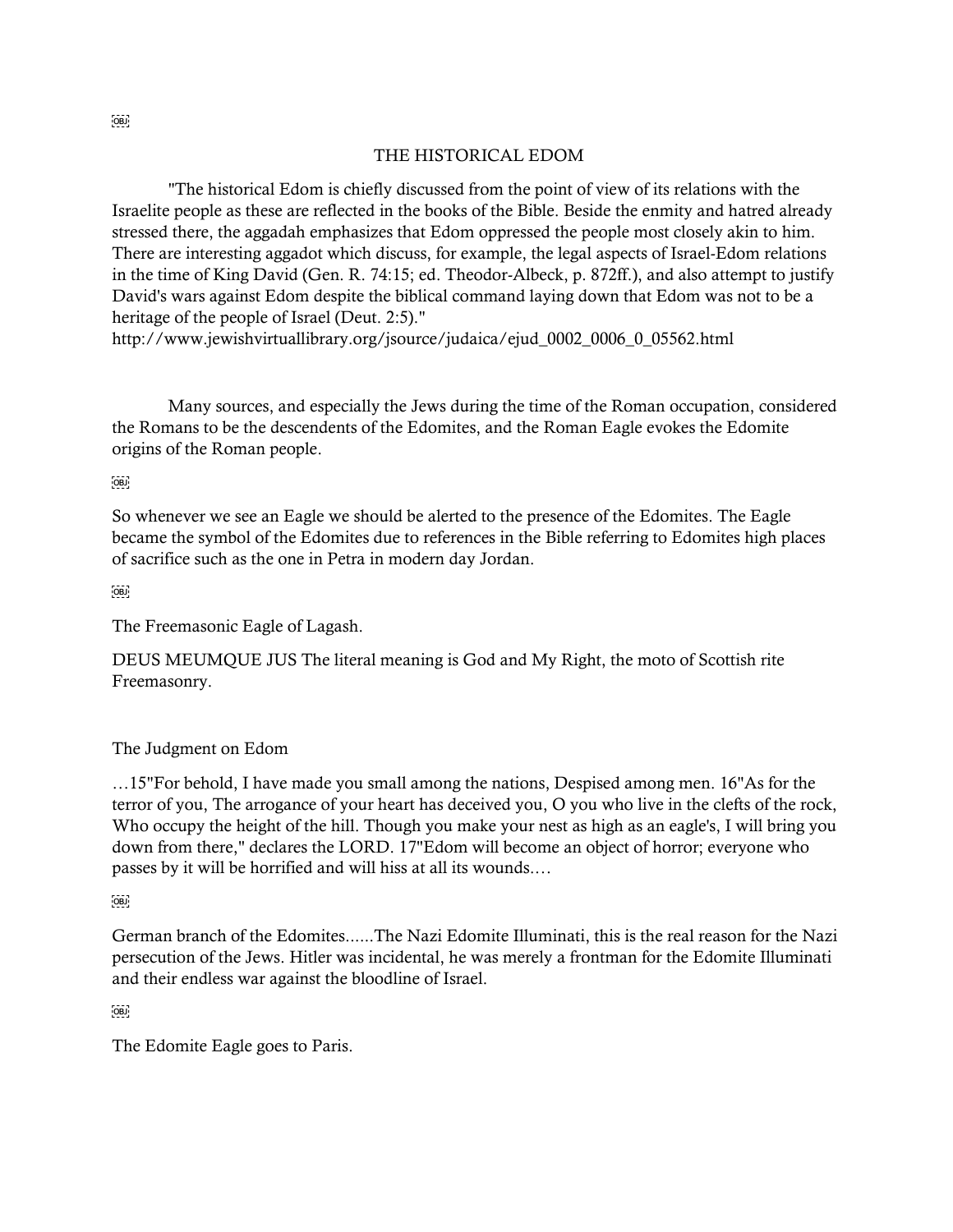## THE HISTORICAL EDOM

"The historical Edom is chiefly discussed from the point of view of its relations with the Israelite people as these are reflected in the books of the Bible. Beside the enmity and hatred already stressed there, the aggadah emphasizes that Edom oppressed the people most closely akin to him. There are interesting aggadot which discuss, for example, the legal aspects of Israel-Edom relations in the time of King David (Gen. R. 74:15; ed. Theodor-Albeck, p. 872ff.), and also attempt to justify David's wars against Edom despite the biblical command laying down that Edom was not to be a heritage of the people of Israel (Deut. 2:5)."
http://www.jewishvirtuallibrary.org/jsource/judaica/ejud_0002_0006_0_05562.html

Many sources, and especially the Jews during the time of the Roman occupation, considered the Romans to be the descendents of the Edomites, and the Roman Eagle evokes the Edomite origins of the Roman people.

So whenever we see an Eagle we should be alerted to the presence of the Edomites. The Eagle became the symbol of the Edomites due to references in the Bible referring to Edomites high places of sacrifice such as the one in Petra in modern day Jordan.

The Freemasonic Eagle of Lagash.

DEUS MEUMQUE JUS The literal meaning is God and My Right, the moto of Scottish rite Freemasonry.

The Judgment on Edom

…15"For behold, I have made you small among the nations, Despised among men. 16"As for the terror of you, The arrogance of your heart has deceived you, O you who live in the clefts of the rock, Who occupy the height of the hill. Though you make your nest as high as an eagle's, I will bring you down from there," declares the LORD. 17"Edom will become an object of horror; everyone who passes by it will be horrified and will hiss at all its wounds.…

German branch of the Edomites......The Nazi Edomite Illuminati, this is the real reason for the Nazi persecution of the Jews. Hitler was incidental, he was merely a frontman for the Edomite Illuminati and their endless war against the bloodline of Israel.

The Edomite Eagle goes to Paris.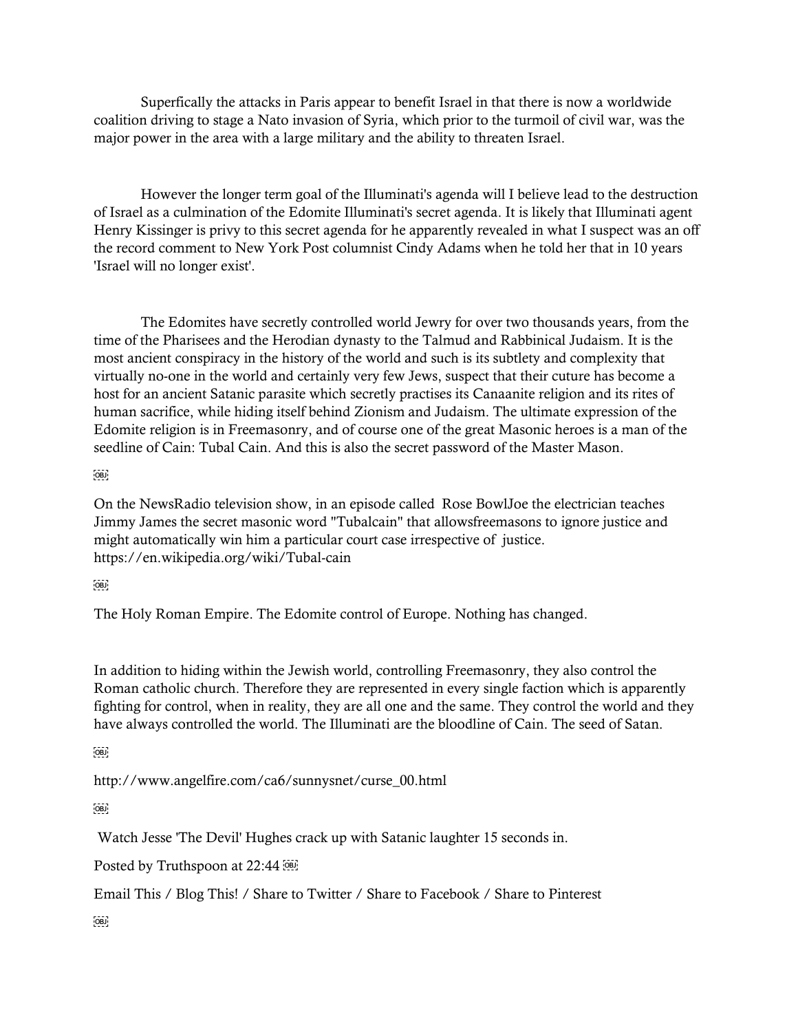Superfically the attacks in Paris appear to benefit Israel in that there is now a worldwide coalition driving to stage a Nato invasion of Syria, which prior to the turmoil of civil war, was the major power in the area with a large military and the ability to threaten Israel.

However the longer term goal of the Illuminati's agenda will I believe lead to the destruction of Israel as a culmination of the Edomite Illuminati's secret agenda. It is likely that Illuminati agent Henry Kissinger is privy to this secret agenda for he apparently revealed in what I suspect was an off the record comment to New York Post columnist Cindy Adams when he told her that in 10 years 'Israel will no longer exist'.

The Edomites have secretly controlled world Jewry for over two thousands years, from the time of the Pharisees and the Herodian dynasty to the Talmud and Rabbinical Judaism. It is the most ancient conspiracy in the history of the world and such is its subtlety and complexity that virtually no-one in the world and certainly very few Jews, suspect that their cuture has become a host for an ancient Satanic parasite which secretly practises its Canaanite religion and its rites of human sacrifice, while hiding itself behind Zionism and Judaism. The ultimate expression of the Edomite religion is in Freemasonry, and of course one of the great Masonic heroes is a man of the seedline of Cain: Tubal Cain. And this is also the secret password of the Master Mason.

On the NewsRadio television show, in an episode called Rose BowlJoe the electrician teaches Jimmy James the secret masonic word "Tubalcain" that allowsfreemasons to ignore justice and might automatically win him a particular court case irrespective of justice. https://en.wikipedia.org/wiki/Tubal-cain

The Holy Roman Empire. The Edomite control of Europe. Nothing has changed.

In addition to hiding within the Jewish world, controlling Freemasonry, they also control the Roman catholic church. Therefore they are represented in every single faction which is apparently fighting for control, when in reality, they are all one and the same. They control the world and they have always controlled the world. The Illuminati are the bloodline of Cain. The seed of Satan.

http://www.angelfire.com/ca6/sunnysnet/curse_00.html

Watch Jesse 'The Devil' Hughes crack up with Satanic laughter 15 seconds in.

Posted by Truthspoon at 22:44

Email This / Blog This! / Share to Twitter / Share to Facebook / Share to Pinterest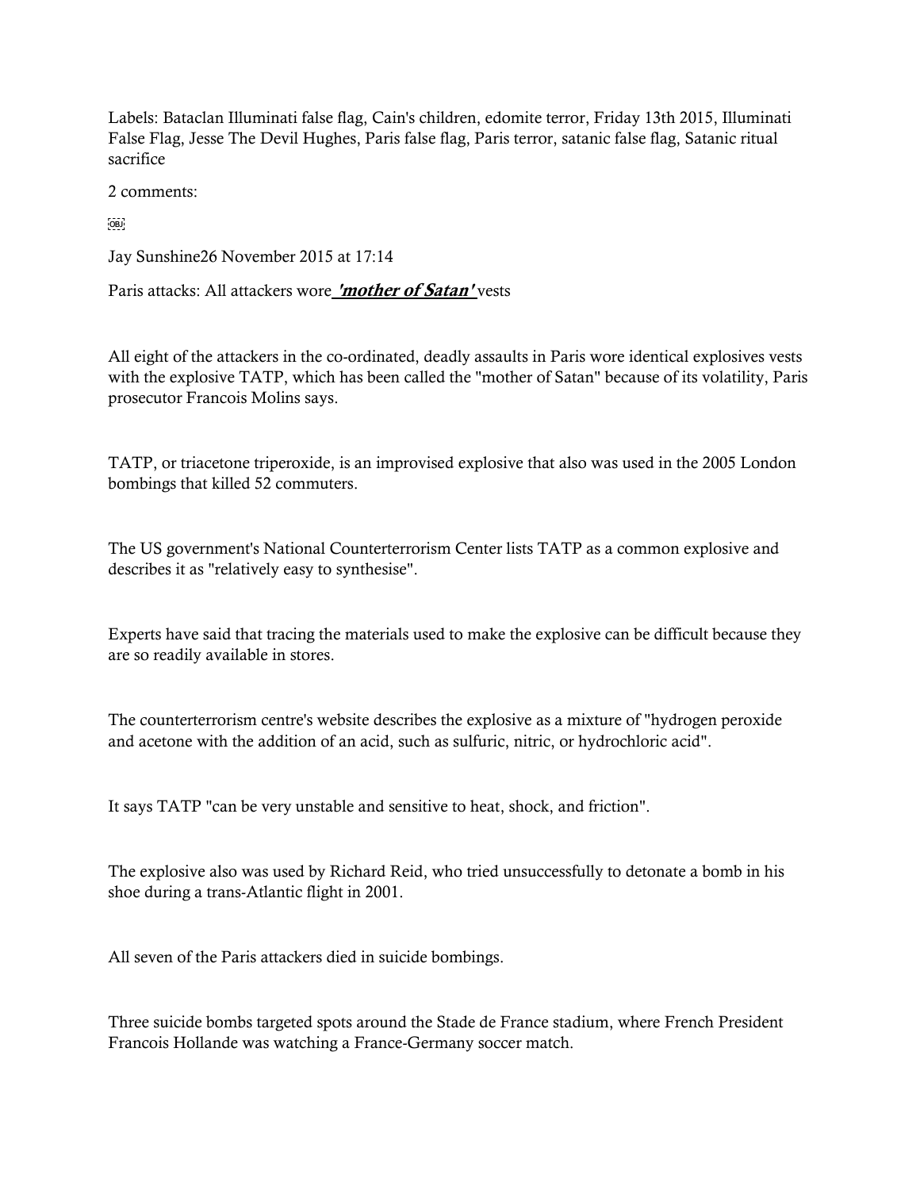Labels: Bataclan Illuminati false flag, Cain's children, edomite terror, Friday 13th 2015, Illuminati False Flag, Jesse The Devil Hughes, Paris false flag, Paris terror, satanic false flag, Satanic ritual sacrifice

2 comments:

Jay Sunshine26 November 2015 at 17:14

Paris attacks: All attackers wore ***'mother of Satan'*** vests

All eight of the attackers in the co-ordinated, deadly assaults in Paris wore identical explosives vests with the explosive TATP, which has been called the "mother of Satan" because of its volatility, Paris prosecutor Francois Molins says.

TATP, or triacetone triperoxide, is an improvised explosive that also was used in the 2005 London bombings that killed 52 commuters.

The US government's National Counterterrorism Center lists TATP as a common explosive and describes it as "relatively easy to synthesise".

Experts have said that tracing the materials used to make the explosive can be difficult because they are so readily available in stores.

The counterterrorism centre's website describes the explosive as a mixture of "hydrogen peroxide and acetone with the addition of an acid, such as sulfuric, nitric, or hydrochloric acid".

It says TATP "can be very unstable and sensitive to heat, shock, and friction".

The explosive also was used by Richard Reid, who tried unsuccessfully to detonate a bomb in his shoe during a trans-Atlantic flight in 2001.

All seven of the Paris attackers died in suicide bombings.

Three suicide bombs targeted spots around the Stade de France stadium, where French President Francois Hollande was watching a France-Germany soccer match.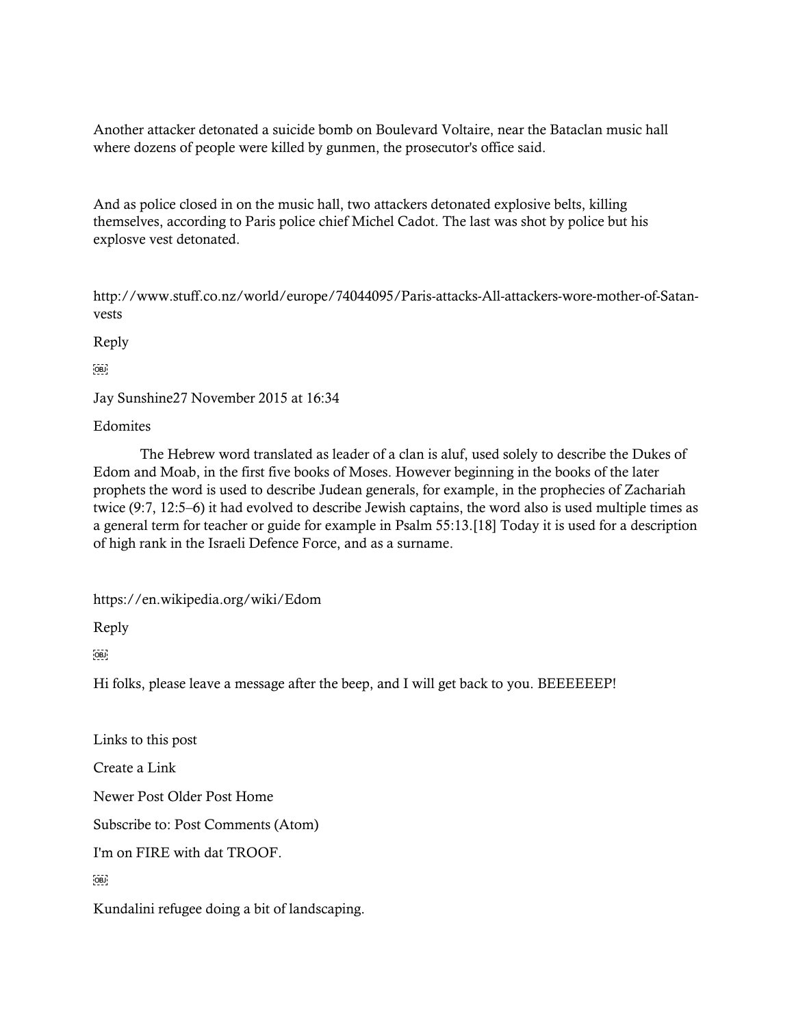Another attacker detonated a suicide bomb on Boulevard Voltaire, near the Bataclan music hall where dozens of people were killed by gunmen, the prosecutor's office said.

And as police closed in on the music hall, two attackers detonated explosive belts, killing themselves, according to Paris police chief Michel Cadot. The last was shot by police but his explosve vest detonated.

http://www.stuff.co.nz/world/europe/74044095/Paris-attacks-All-attackers-wore-mother-of-Satan-vests

Reply

Jay Sunshine27 November 2015 at 16:34

Edomites

The Hebrew word translated as leader of a clan is aluf, used solely to describe the Dukes of Edom and Moab, in the first five books of Moses. However beginning in the books of the later prophets the word is used to describe Judean generals, for example, in the prophecies of Zachariah twice (9:7, 12:5–6) it had evolved to describe Jewish captains, the word also is used multiple times as a general term for teacher or guide for example in Psalm 55:13.[18] Today it is used for a description of high rank in the Israeli Defence Force, and as a surname.

https://en.wikipedia.org/wiki/Edom

Reply

Hi folks, please leave a message after the beep, and I will get back to you. BEEEEEEP!

Links to this post

Create a Link

Newer Post Older Post Home

Subscribe to: Post Comments (Atom)

I'm on FIRE with dat TROOF.

Kundalini refugee doing a bit of landscaping.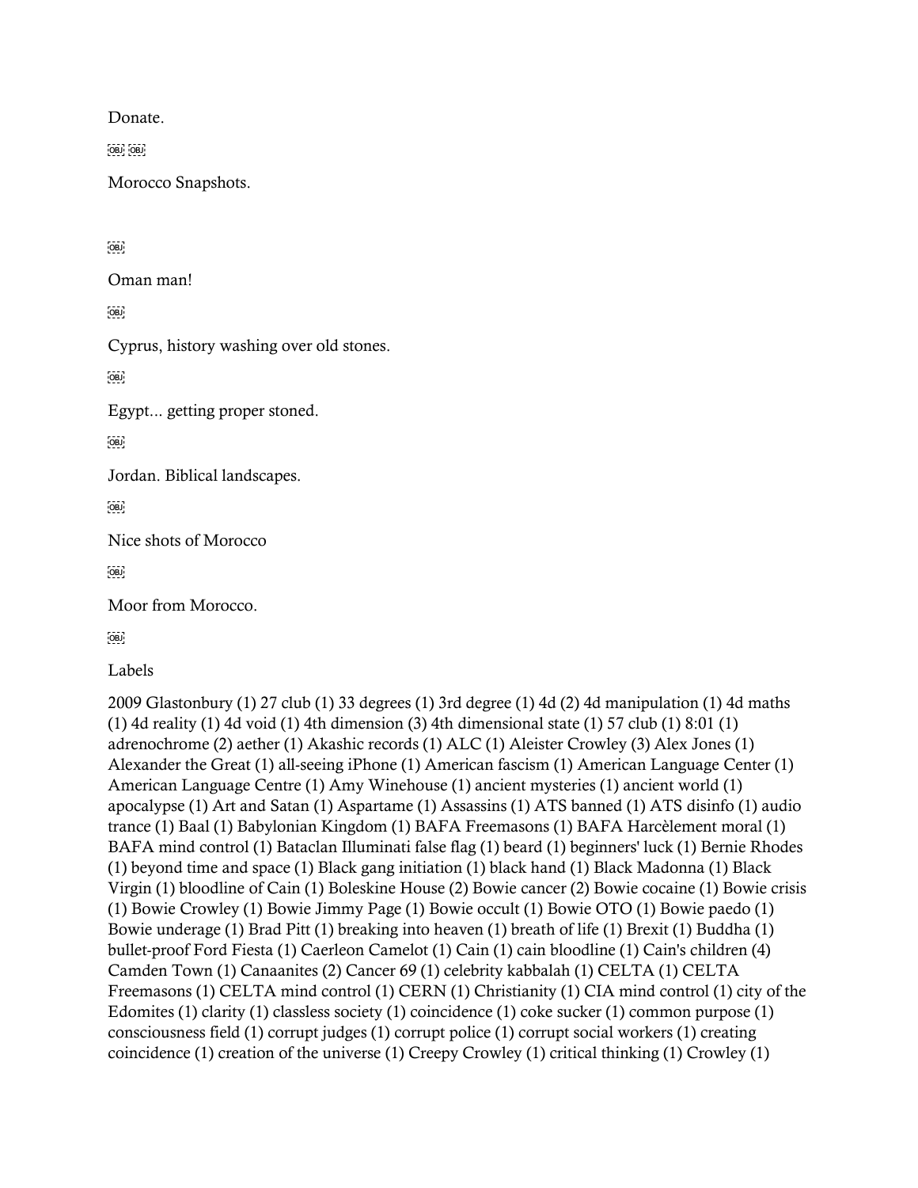Donate.

Morocco Snapshots.

Oman man!

Cyprus, history washing over old stones.

Egypt... getting proper stoned.

Jordan. Biblical landscapes.

Nice shots of Morocco

Moor from Morocco.

Labels

2009 Glastonbury (1) 27 club (1) 33 degrees (1) 3rd degree (1) 4d (2) 4d manipulation (1) 4d maths (1) 4d reality (1) 4d void (1) 4th dimension (3) 4th dimensional state (1) 57 club (1) 8:01 (1) adrenochrome (2) aether (1) Akashic records (1) ALC (1) Aleister Crowley (3) Alex Jones (1) Alexander the Great (1) all-seeing iPhone (1) American fascism (1) American Language Center (1) American Language Centre (1) Amy Winehouse (1) ancient mysteries (1) ancient world (1) apocalypse (1) Art and Satan (1) Aspartame (1) Assassins (1) ATS banned (1) ATS disinfo (1) audio trance (1) Baal (1) Babylonian Kingdom (1) BAFA Freemasons (1) BAFA Harcèlement moral (1) BAFA mind control (1) Bataclan Illuminati false flag (1) beard (1) beginners' luck (1) Bernie Rhodes (1) beyond time and space (1) Black gang initiation (1) black hand (1) Black Madonna (1) Black Virgin (1) bloodline of Cain (1) Boleskine House (2) Bowie cancer (2) Bowie cocaine (1) Bowie crisis (1) Bowie Crowley (1) Bowie Jimmy Page (1) Bowie occult (1) Bowie OTO (1) Bowie paedo (1) Bowie underage (1) Brad Pitt (1) breaking into heaven (1) breath of life (1) Brexit (1) Buddha (1) bullet-proof Ford Fiesta (1) Caerleon Camelot (1) Cain (1) cain bloodline (1) Cain's children (4) Camden Town (1) Canaanites (2) Cancer 69 (1) celebrity kabbalah (1) CELTA (1) CELTA Freemasons (1) CELTA mind control (1) CERN (1) Christianity (1) CIA mind control (1) city of the Edomites (1) clarity (1) classless society (1) coincidence (1) coke sucker (1) common purpose (1) consciousness field (1) corrupt judges (1) corrupt police (1) corrupt social workers (1) creating coincidence (1) creation of the universe (1) Creepy Crowley (1) critical thinking (1) Crowley (1)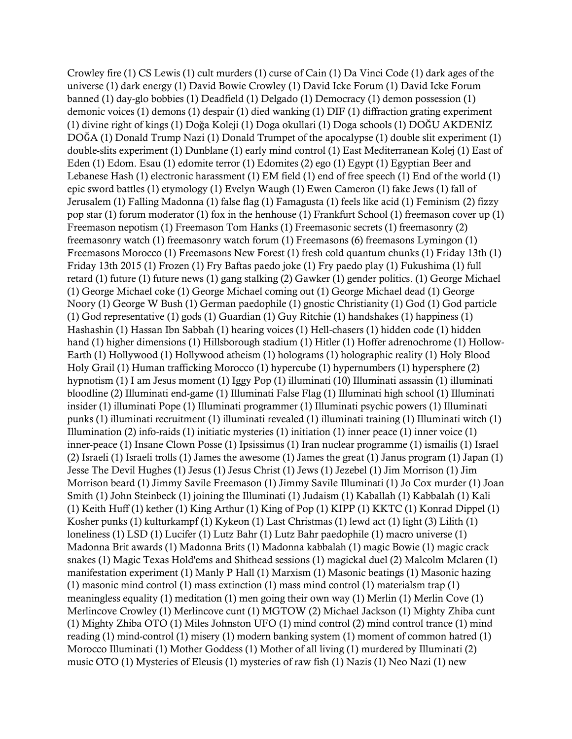Crowley fire (1) CS Lewis (1) cult murders (1) curse of Cain (1) Da Vinci Code (1) dark ages of the universe (1) dark energy (1) David Bowie Crowley (1) David Icke Forum (1) David Icke Forum banned (1) day-glo bobbies (1) Deadfield (1) Delgado (1) Democracy (1) demon possession (1) demonic voices (1) demons (1) despair (1) died wanking (1) DIF (1) diffraction grating experiment (1) divine right of kings (1) Doğa Koleji (1) Doga okullari (1) Doga schools (1) DOĞU AKDENİZ DOĞA (1) Donald Trump Nazi (1) Donald Trumpet of the apocalypse (1) double slit experiment (1) double-slits experiment (1) Dunblane (1) early mind control (1) East Mediterranean Kolej (1) East of Eden (1) Edom. Esau (1) edomite terror (1) Edomites (2) ego (1) Egypt (1) Egyptian Beer and Lebanese Hash (1) electronic harassment (1) EM field (1) end of free speech (1) End of the world (1) epic sword battles (1) etymology (1) Evelyn Waugh (1) Ewen Cameron (1) fake Jews (1) fall of Jerusalem (1) Falling Madonna (1) false flag (1) Famagusta (1) feels like acid (1) Feminism (2) fizzy pop star (1) forum moderator (1) fox in the henhouse (1) Frankfurt School (1) freemason cover up (1) Freemason nepotism (1) Freemason Tom Hanks (1) Freemasonic secrets (1) freemasonry (2) freemasonry watch (1) freemasonry watch forum (1) Freemasons (6) freemasons Lymingon (1) Freemasons Morocco (1) Freemasons New Forest (1) fresh cold quantum chunks (1) Friday 13th (1) Friday 13th 2015 (1) Frozen (1) Fry Baftas paedo joke (1) Fry paedo play (1) Fukushima (1) full retard (1) future (1) future news (1) gang stalking (2) Gawker (1) gender politics. (1) George Michael (1) George Michael coke (1) George Michael coming out (1) George Michael dead (1) George Noory (1) George W Bush (1) German paedophile (1) gnostic Christianity (1) God (1) God particle (1) God representative (1) gods (1) Guardian (1) Guy Ritchie (1) handshakes (1) happiness (1) Hashashin (1) Hassan Ibn Sabbah (1) hearing voices (1) Hell-chasers (1) hidden code (1) hidden hand (1) higher dimensions (1) Hillsborough stadium (1) Hitler (1) Hoffer adrenochrome (1) Hollow-Earth (1) Hollywood (1) Hollywood atheism (1) holograms (1) holographic reality (1) Holy Blood Holy Grail (1) Human trafficking Morocco (1) hypercube (1) hypernumbers (1) hypersphere (2) hypnotism (1) I am Jesus moment (1) Iggy Pop (1) illuminati (10) Illuminati assassin (1) illuminati bloodline (2) Illuminati end-game (1) Illuminati False Flag (1) Illuminati high school (1) Illuminati insider (1) illuminati Pope (1) Illuminati programmer (1) Illuminati psychic powers (1) Illuminati punks (1) illuminati recruitment (1) illuminati revealed (1) illuminati training (1) Illuminati witch (1) Illumination (2) info-raids (1) initiatic mysteries (1) initiation (1) inner peace (1) inner voice (1) inner-peace (1) Insane Clown Posse (1) Ipsissimus (1) Iran nuclear programme (1) ismailis (1) Israel (2) Israeli (1) Israeli trolls (1) James the awesome (1) James the great (1) Janus program (1) Japan (1) Jesse The Devil Hughes (1) Jesus (1) Jesus Christ (1) Jews (1) Jezebel (1) Jim Morrison (1) Jim Morrison beard (1) Jimmy Savile Freemason (1) Jimmy Savile Illuminati (1) Jo Cox murder (1) Joan Smith (1) John Steinbeck (1) joining the Illuminati (1) Judaism (1) Kaballah (1) Kabbalah (1) Kali (1) Keith Huff (1) kether (1) King Arthur (1) King of Pop (1) KIPP (1) KKTC (1) Konrad Dippel (1) Kosher punks (1) kulturkampf (1) Kykeon (1) Last Christmas (1) lewd act (1) light (3) Lilith (1) loneliness (1) LSD (1) Lucifer (1) Lutz Bahr (1) Lutz Bahr paedophile (1) macro universe (1) Madonna Brit awards (1) Madonna Brits (1) Madonna kabbalah (1) magic Bowie (1) magic crack snakes (1) Magic Texas Hold'ems and Shithead sessions (1) magickal duel (2) Malcolm Mclaren (1) manifestation experiment (1) Manly P Hall (1) Marxism (1) Masonic beatings (1) Masonic hazing (1) masonic mind control (1) mass extinction (1) mass mind control (1) materialsm trap (1) meaningless equality (1) meditation (1) men going their own way (1) Merlin (1) Merlin Cove (1) Merlincove Crowley (1) Merlincove cunt (1) MGTOW (2) Michael Jackson (1) Mighty Zhiba cunt (1) Mighty Zhiba OTO (1) Miles Johnston UFO (1) mind control (2) mind control trance (1) mind reading (1) mind-control (1) misery (1) modern banking system (1) moment of common hatred (1) Morocco Illuminati (1) Mother Goddess (1) Mother of all living (1) murdered by Illuminati (2) music OTO (1) Mysteries of Eleusis (1) mysteries of raw fish (1) Nazis (1) Neo Nazi (1) new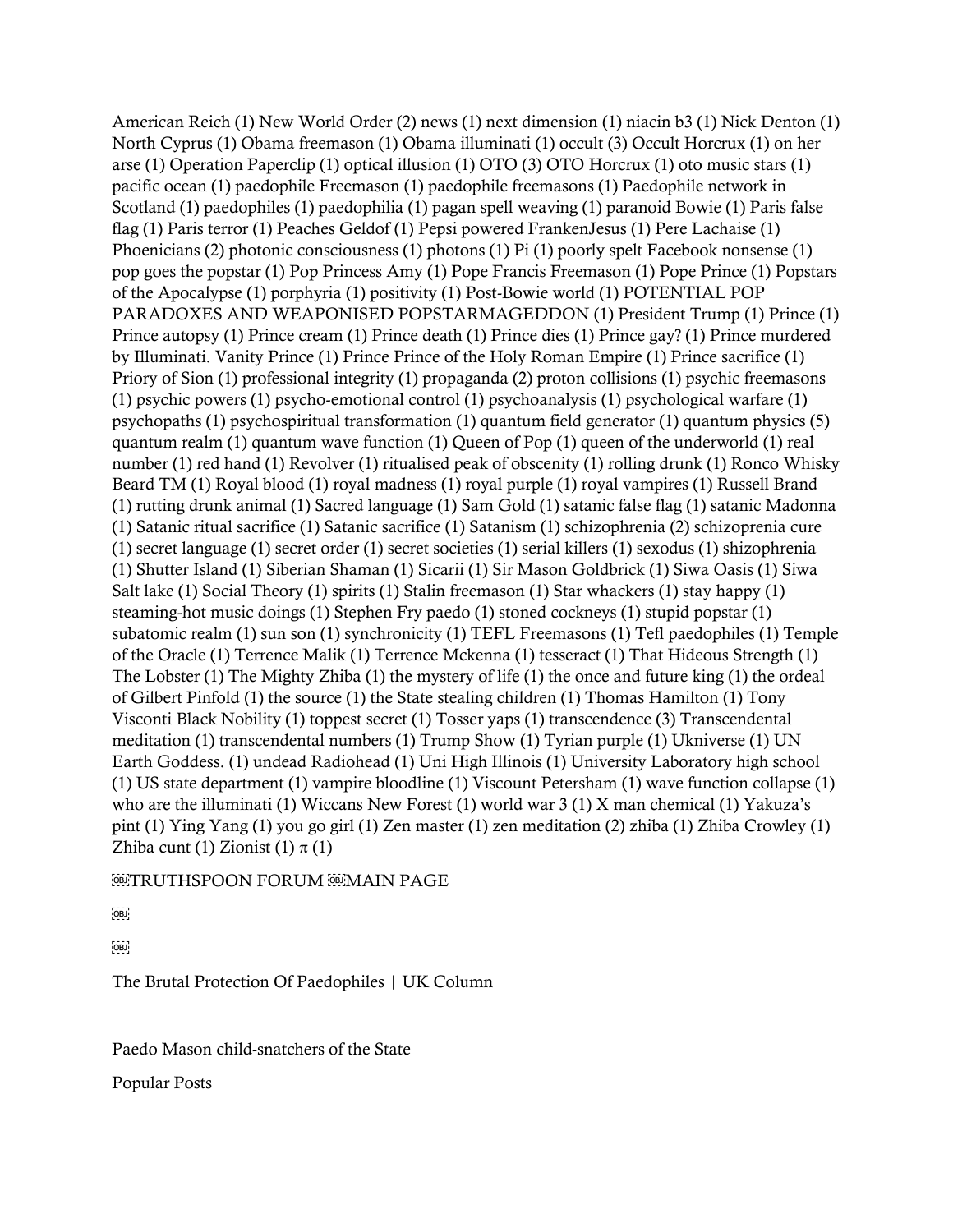American Reich (1) New World Order (2) news (1) next dimension (1) niacin b3 (1) Nick Denton (1) North Cyprus (1) Obama freemason (1) Obama illuminati (1) occult (3) Occult Horcrux (1) on her arse (1) Operation Paperclip (1) optical illusion (1) OTO (3) OTO Horcrux (1) oto music stars (1) pacific ocean (1) paedophile Freemason (1) paedophile freemasons (1) Paedophile network in Scotland (1) paedophiles (1) paedophilia (1) pagan spell weaving (1) paranoid Bowie (1) Paris false flag (1) Paris terror (1) Peaches Geldof (1) Pepsi powered FrankenJesus (1) Pere Lachaise (1) Phoenicians (2) photonic consciousness (1) photons (1) Pi (1) poorly spelt Facebook nonsense (1) pop goes the popstar (1) Pop Princess Amy (1) Pope Francis Freemason (1) Pope Prince (1) Popstars of the Apocalypse (1) porphyria (1) positivity (1) Post-Bowie world (1) POTENTIAL POP PARADOXES AND WEAPONISED POPSTARMAGEDDON (1) President Trump (1) Prince (1) Prince autopsy (1) Prince cream (1) Prince death (1) Prince dies (1) Prince gay? (1) Prince murdered by Illuminati. Vanity Prince (1) Prince Prince of the Holy Roman Empire (1) Prince sacrifice (1) Priory of Sion (1) professional integrity (1) propaganda (2) proton collisions (1) psychic freemasons (1) psychic powers (1) psycho-emotional control (1) psychoanalysis (1) psychological warfare (1) psychopaths (1) psychospiritual transformation (1) quantum field generator (1) quantum physics (5) quantum realm (1) quantum wave function (1) Queen of Pop (1) queen of the underworld (1) real number (1) red hand (1) Revolver (1) ritualised peak of obscenity (1) rolling drunk (1) Ronco Whisky Beard TM (1) Royal blood (1) royal madness (1) royal purple (1) royal vampires (1) Russell Brand (1) rutting drunk animal (1) Sacred language (1) Sam Gold (1) satanic false flag (1) satanic Madonna (1) Satanic ritual sacrifice (1) Satanic sacrifice (1) Satanism (1) schizophrenia (2) schizoprenia cure (1) secret language (1) secret order (1) secret societies (1) serial killers (1) sexodus (1) shizophrenia (1) Shutter Island (1) Siberian Shaman (1) Sicarii (1) Sir Mason Goldbrick (1) Siwa Oasis (1) Siwa Salt lake (1) Social Theory (1) spirits (1) Stalin freemason (1) Star whackers (1) stay happy (1) steaming-hot music doings (1) Stephen Fry paedo (1) stoned cockneys (1) stupid popstar (1) subatomic realm (1) sun son (1) synchronicity (1) TEFL Freemasons (1) Tefl paedophiles (1) Temple of the Oracle (1) Terrence Malik (1) Terrence Mckenna (1) tesseract (1) That Hideous Strength (1) The Lobster (1) The Mighty Zhiba (1) the mystery of life (1) the once and future king (1) the ordeal of Gilbert Pinfold (1) the source (1) the State stealing children (1) Thomas Hamilton (1) Tony Visconti Black Nobility (1) toppest secret (1) Tosser yaps (1) transcendence (3) Transcendental meditation (1) transcendental numbers (1) Trump Show (1) Tyrian purple (1) Ukniverse (1) UN Earth Goddess. (1) undead Radiohead (1) Uni High Illinois (1) University Laboratory high school (1) US state department (1) vampire bloodline (1) Viscount Petersham (1) wave function collapse (1) who are the illuminati (1) Wiccans New Forest (1) world war 3 (1) X man chemical (1) Yakuza's pint (1) Ying Yang (1) you go girl (1) Zen master (1) zen meditation (2) zhiba (1) Zhiba Crowley (1) Zhiba cunt (1) Zionist (1) π (1)

TRUTHSPOON FORUM MAIN PAGE

The Brutal Protection Of Paedophiles | UK Column

Paedo Mason child-snatchers of the State

Popular Posts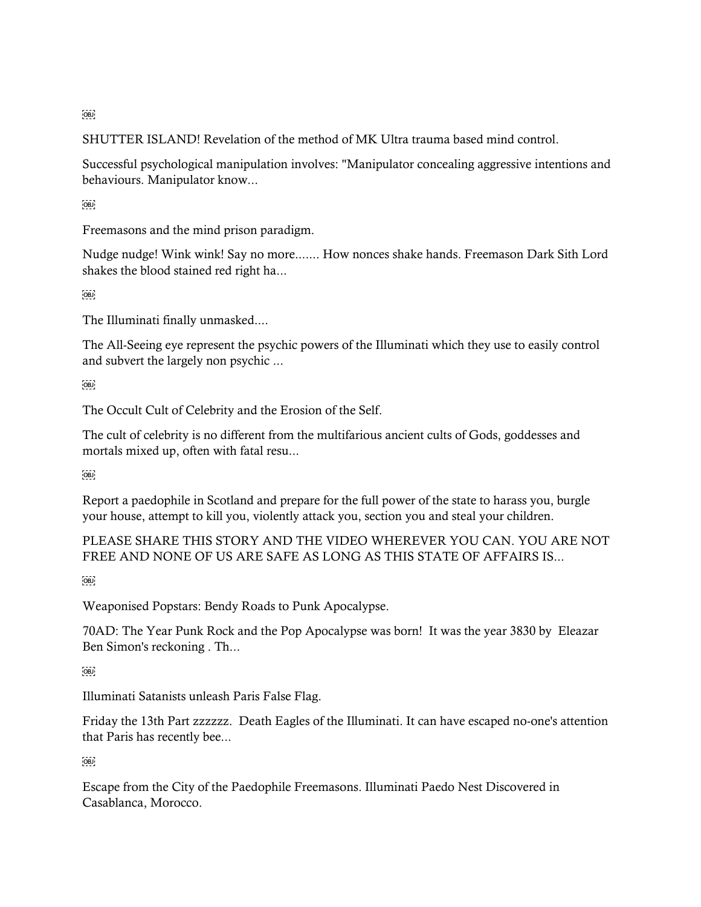SHUTTER ISLAND! Revelation of the method of MK Ultra trauma based mind control.

Successful psychological manipulation involves: "Manipulator concealing aggressive intentions and behaviours. Manipulator know...

Freemasons and the mind prison paradigm.

Nudge nudge! Wink wink! Say no more....... How nonces shake hands. Freemason Dark Sith Lord shakes the blood stained red right ha...

The Illuminati finally unmasked....

The All-Seeing eye represent the psychic powers of the Illuminati which they use to easily control and subvert the largely non psychic ...

The Occult Cult of Celebrity and the Erosion of the Self.

The cult of celebrity is no different from the multifarious ancient cults of Gods, goddesses and mortals mixed up, often with fatal resu...

Report a paedophile in Scotland and prepare for the full power of the state to harass you, burgle your house, attempt to kill you, violently attack you, section you and steal your children.

PLEASE SHARE THIS STORY AND THE VIDEO WHEREVER YOU CAN. YOU ARE NOT FREE AND NONE OF US ARE SAFE AS LONG AS THIS STATE OF AFFAIRS IS...

Weaponised Popstars: Bendy Roads to Punk Apocalypse.

70AD: The Year Punk Rock and the Pop Apocalypse was born! It was the year 3830 by Eleazar Ben Simon's reckoning . Th...

Illuminati Satanists unleash Paris False Flag.

Friday the 13th Part zzzzzz. Death Eagles of the Illuminati. It can have escaped no-one's attention that Paris has recently bee...

Escape from the City of the Paedophile Freemasons. Illuminati Paedo Nest Discovered in Casablanca, Morocco.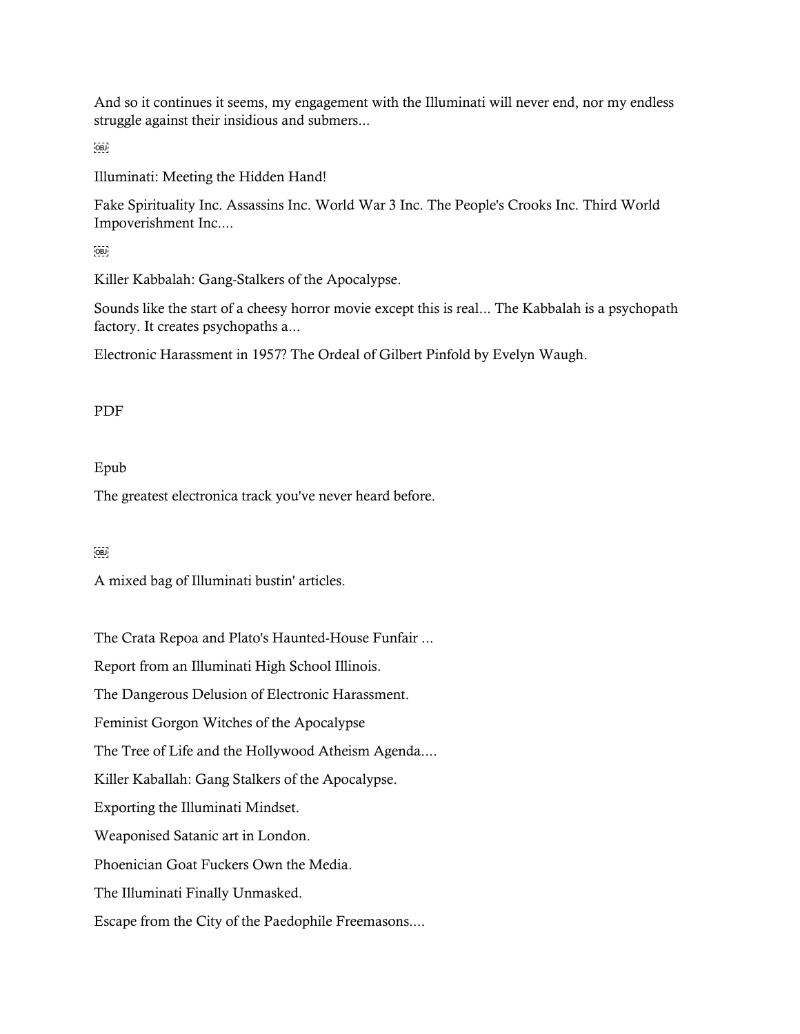And so it continues it seems, my engagement with the Illuminati will never end, nor my endless struggle against their insidious and submers...

Illuminati: Meeting the Hidden Hand!

Fake Spirituality Inc. Assassins Inc. World War 3 Inc. The People's Crooks Inc. Third World Impoverishment Inc....

Killer Kabbalah: Gang-Stalkers of the Apocalypse.

Sounds like the start of a cheesy horror movie except this is real... The Kabbalah is a psychopath factory. It creates psychopaths a...

Electronic Harassment in 1957? The Ordeal of Gilbert Pinfold by Evelyn Waugh.

PDF

Epub

The greatest electronica track you've never heard before.

A mixed bag of Illuminati bustin' articles.

The Crata Repoa and Plato's Haunted-House Funfair ...

Report from an Illuminati High School Illinois.

The Dangerous Delusion of Electronic Harassment.

Feminist Gorgon Witches of the Apocalypse

The Tree of Life and the Hollywood Atheism Agenda....

Killer Kaballah: Gang Stalkers of the Apocalypse.

Exporting the Illuminati Mindset.

Weaponised Satanic art in London.

Phoenician Goat Fuckers Own the Media.

The Illuminati Finally Unmasked.

Escape from the City of the Paedophile Freemasons....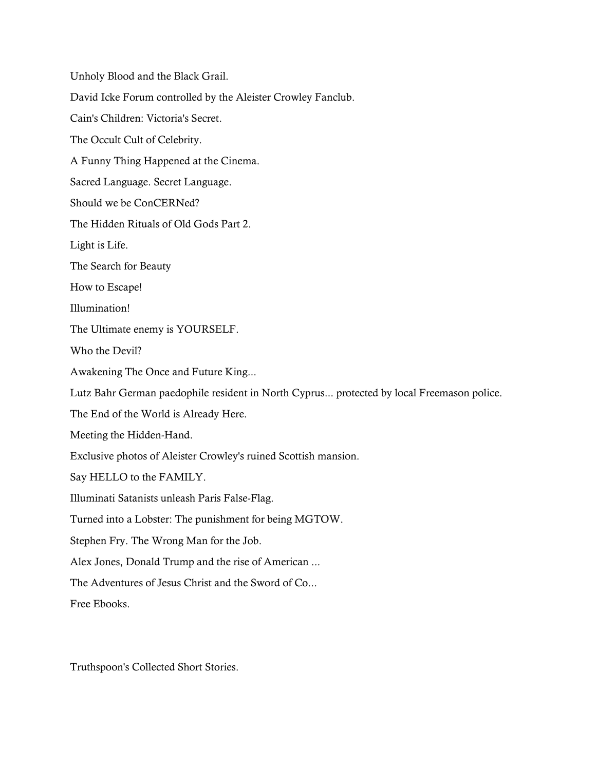Unholy Blood and the Black Grail.

David Icke Forum controlled by the Aleister Crowley Fanclub.

Cain's Children: Victoria's Secret.

The Occult Cult of Celebrity.

A Funny Thing Happened at the Cinema.

Sacred Language. Secret Language.

Should we be ConCERNed?

The Hidden Rituals of Old Gods Part 2.

Light is Life.

The Search for Beauty

How to Escape!

Illumination!

The Ultimate enemy is YOURSELF.

Who the Devil?

Awakening The Once and Future King...

Lutz Bahr German paedophile resident in North Cyprus... protected by local Freemason police.

The End of the World is Already Here.

Meeting the Hidden-Hand.

Exclusive photos of Aleister Crowley's ruined Scottish mansion.

Say HELLO to the FAMILY.

Illuminati Satanists unleash Paris False-Flag.

Turned into a Lobster: The punishment for being MGTOW.

Stephen Fry. The Wrong Man for the Job.

Alex Jones, Donald Trump and the rise of American ...

The Adventures of Jesus Christ and the Sword of Co...

Free Ebooks.

Truthspoon's Collected Short Stories.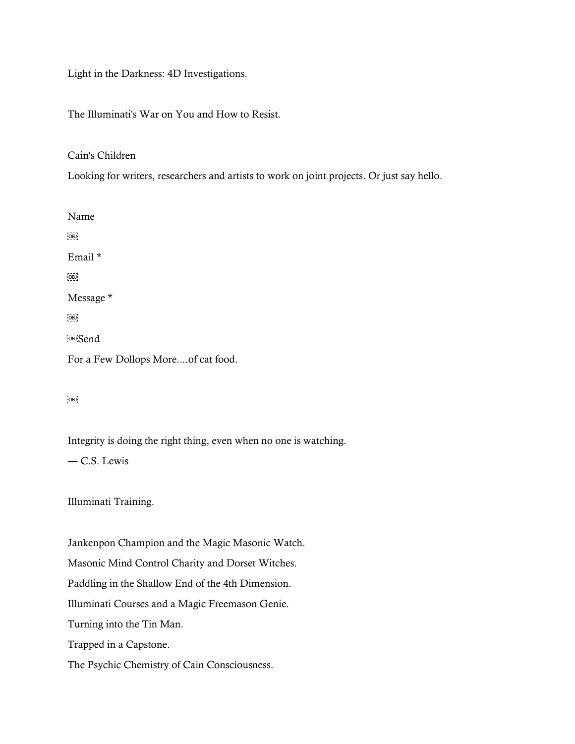Light in the Darkness: 4D Investigations.

The Illuminati's War on You and How to Resist.

Cain's Children

Looking for writers, researchers and artists to work on joint projects. Or just say hello.

Name

Email *

Message *

Send

For a Few Dollops More....of cat food.

Integrity is doing the right thing, even when no one is watching.

— C.S. Lewis

Illuminati Training.

Jankenpon Champion and the Magic Masonic Watch.

Masonic Mind Control Charity and Dorset Witches.

Paddling in the Shallow End of the 4th Dimension.

Illuminati Courses and a Magic Freemason Genie.

Turning into the Tin Man.

Trapped in a Capstone.

The Psychic Chemistry of Cain Consciousness.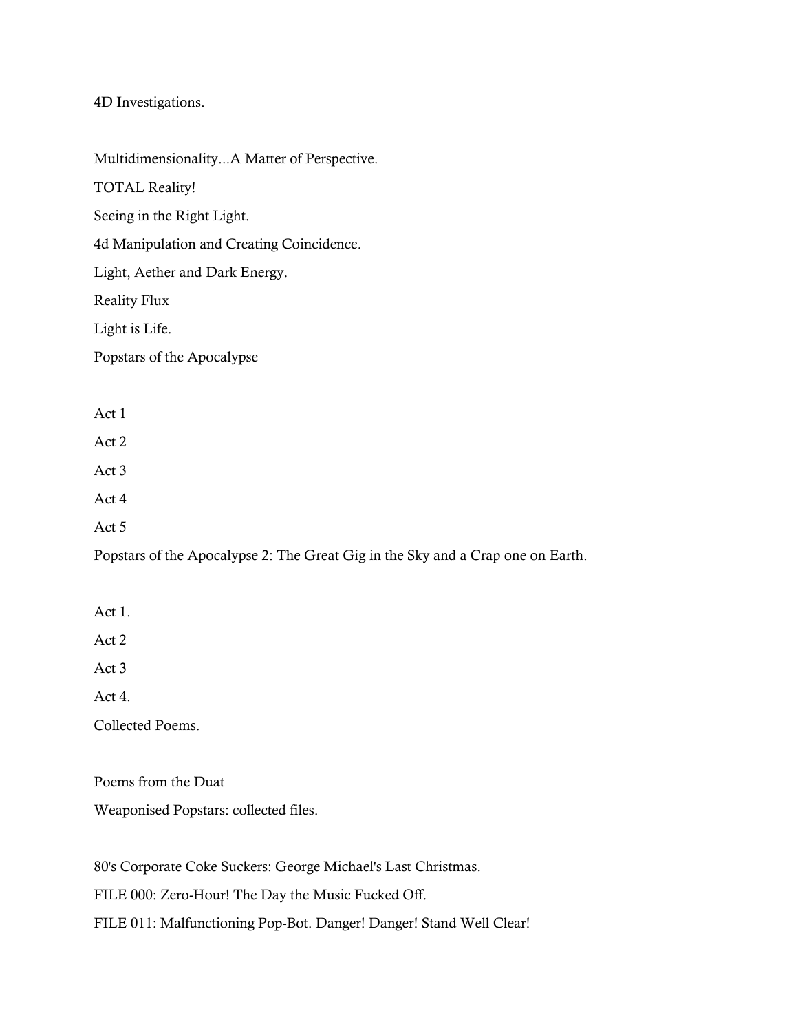4D Investigations.

Multidimensionality...A Matter of Perspective.

TOTAL Reality!

Seeing in the Right Light.

4d Manipulation and Creating Coincidence.

Light, Aether and Dark Energy.

Reality Flux

Light is Life.

Popstars of the Apocalypse

Act 1

Act 2

Act 3

Act 4

Act 5

Popstars of the Apocalypse 2: The Great Gig in the Sky and a Crap one on Earth.

Act 1.

Act 2

Act 3

Act 4.

Collected Poems.

Poems from the Duat

Weaponised Popstars: collected files.

80's Corporate Coke Suckers: George Michael's Last Christmas.

FILE 000: Zero-Hour! The Day the Music Fucked Off.

FILE 011: Malfunctioning Pop-Bot. Danger! Danger! Stand Well Clear!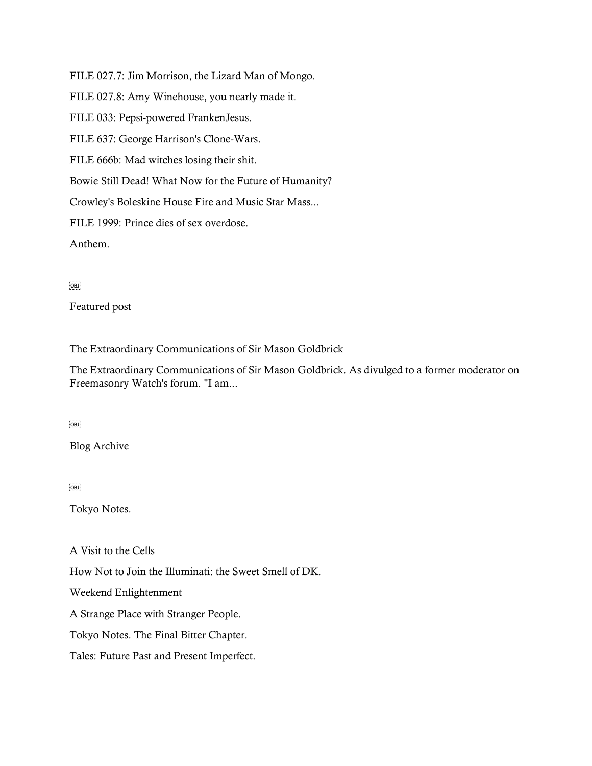FILE 027.7: Jim Morrison, the Lizard Man of Mongo.

FILE 027.8: Amy Winehouse, you nearly made it.

FILE 033: Pepsi-powered FrankenJesus.

FILE 637: George Harrison's Clone-Wars.

FILE 666b: Mad witches losing their shit.

Bowie Still Dead! What Now for the Future of Humanity?

Crowley's Boleskine House Fire and Music Star Mass...

FILE 1999: Prince dies of sex overdose.

Anthem.

Featured post

The Extraordinary Communications of Sir Mason Goldbrick

The Extraordinary Communications of Sir Mason Goldbrick. As divulged to a former moderator on Freemasonry Watch's forum. "I am...

Blog Archive

Tokyo Notes.

A Visit to the Cells

How Not to Join the Illuminati: the Sweet Smell of DK.

Weekend Enlightenment

A Strange Place with Stranger People.

Tokyo Notes. The Final Bitter Chapter.

Tales: Future Past and Present Imperfect.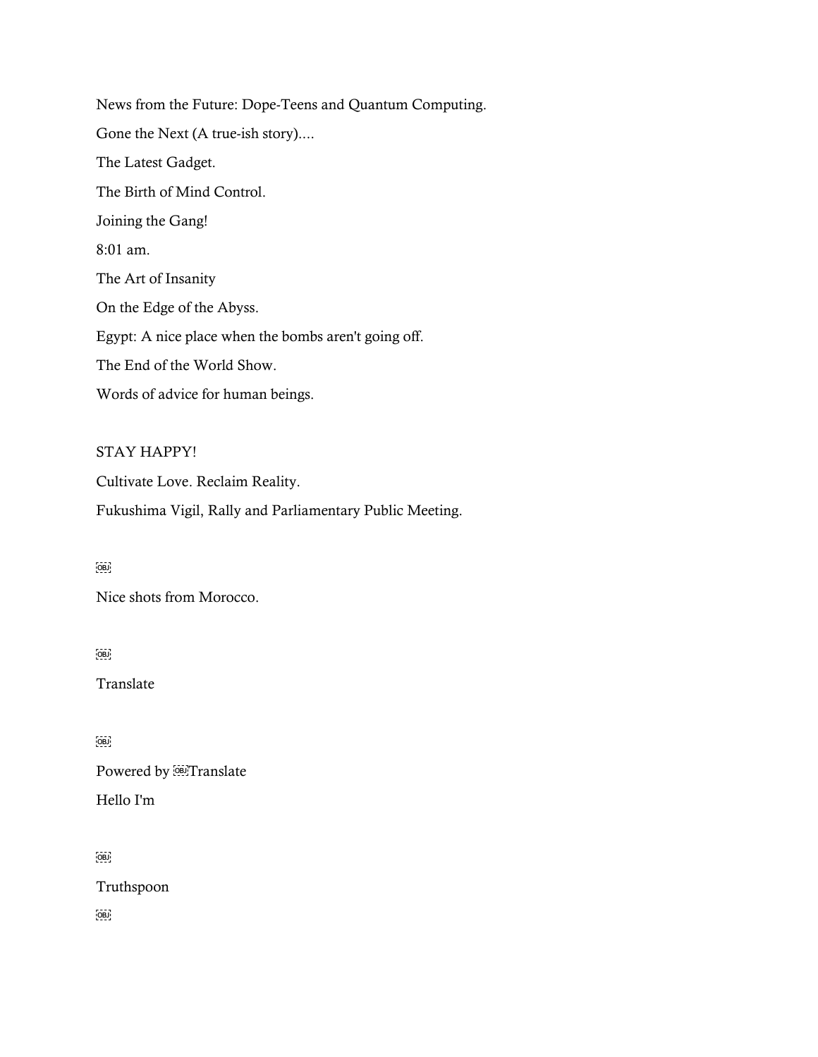News from the Future: Dope-Teens and Quantum Computing.

Gone the Next (A true-ish story)....

The Latest Gadget.

The Birth of Mind Control.

Joining the Gang!

8:01 am.

The Art of Insanity

On the Edge of the Abyss.

Egypt: A nice place when the bombs aren't going off.

The End of the World Show.

Words of advice for human beings.

STAY HAPPY!

Cultivate Love. Reclaim Reality.

Fukushima Vigil, Rally and Parliamentary Public Meeting.

Nice shots from Morocco.

Translate

Powered by Translate

Hello I'm

Truthspoon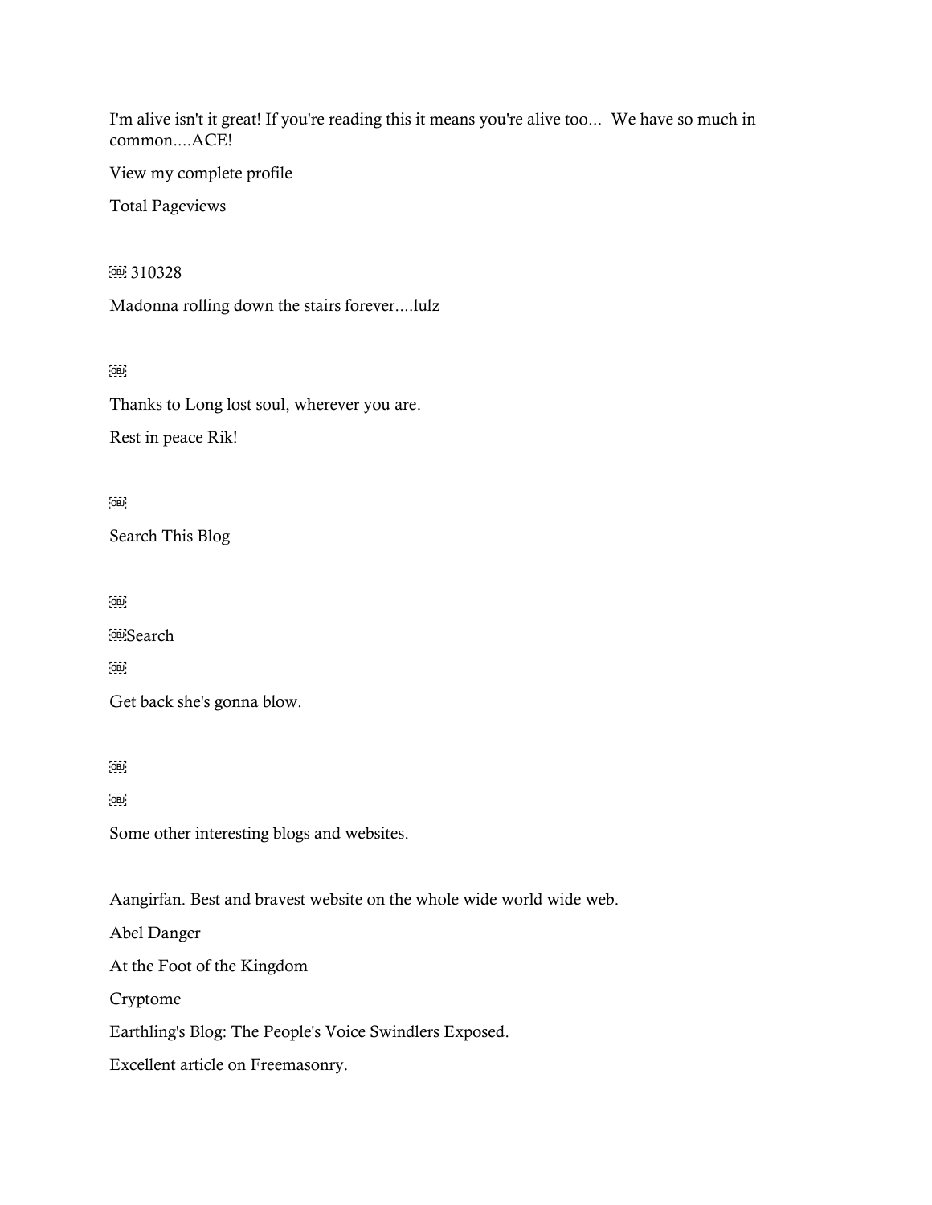I'm alive isn't it great! If you're reading this it means you're alive too... We have so much in common....ACE!

View my complete profile

Total Pageviews

310328

Madonna rolling down the stairs forever....lulz

Thanks to Long lost soul, wherever you are.

Rest in peace Rik!

Search This Blog

Search

Get back she's gonna blow.

Some other interesting blogs and websites.

Aangirfan. Best and bravest website on the whole wide world wide web.

Abel Danger

At the Foot of the Kingdom

Cryptome

Earthling's Blog: The People's Voice Swindlers Exposed.

Excellent article on Freemasonry.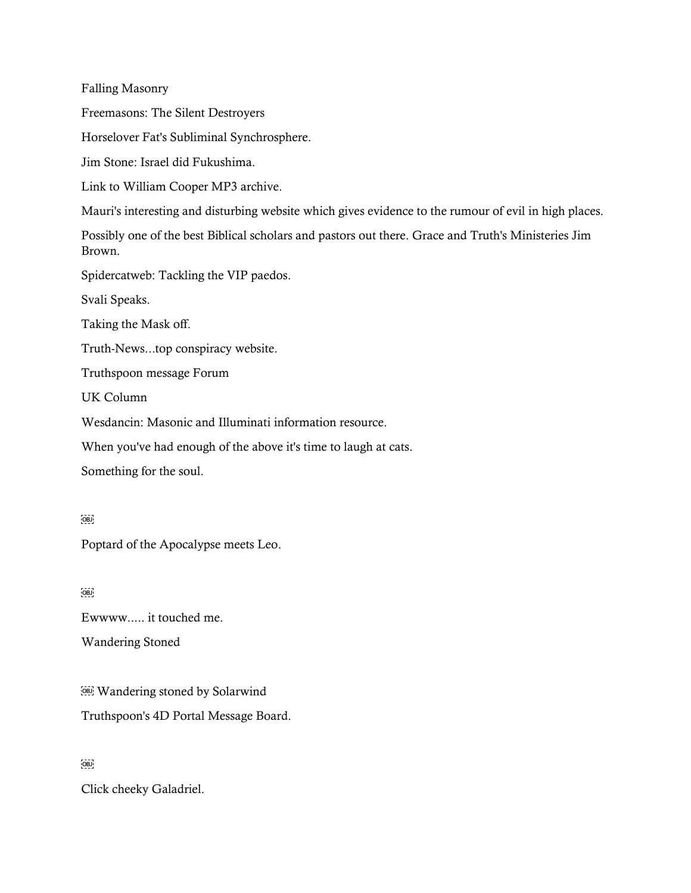Falling Masonry

Freemasons: The Silent Destroyers

Horselover Fat's Subliminal Synchrosphere.

Jim Stone: Israel did Fukushima.

Link to William Cooper MP3 archive.

Mauri's interesting and disturbing website which gives evidence to the rumour of evil in high places.

Possibly one of the best Biblical scholars and pastors out there. Grace and Truth's Ministeries Jim Brown.

Spidercatweb: Tackling the VIP paedos.

Svali Speaks.

Taking the Mask off.

Truth-News...top conspiracy website.

Truthspoon message Forum

UK Column

Wesdancin: Masonic and Illuminati information resource.

When you've had enough of the above it's time to laugh at cats.

Something for the soul.

Poptard of the Apocalypse meets Leo.

Ewwww..... it touched me.

Wandering Stoned

Wandering stoned by Solarwind

Truthspoon's 4D Portal Message Board.

Click cheeky Galadriel.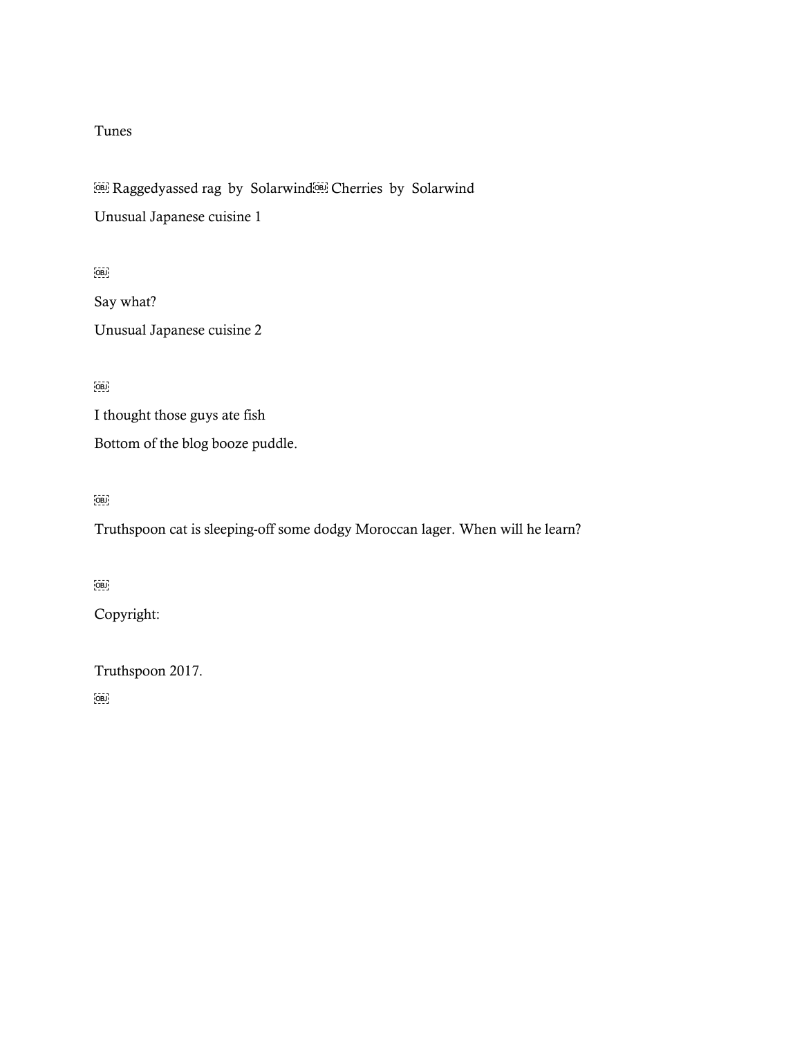Tunes

Raggedyassed rag  by  Solarwind Cherries  by  Solarwind

Unusual Japanese cuisine 1

Say what?

Unusual Japanese cuisine 2

I thought those guys ate fish

Bottom of the blog booze puddle.

Truthspoon cat is sleeping-off some dodgy Moroccan lager. When will he learn?

Copyright:

Truthspoon 2017.